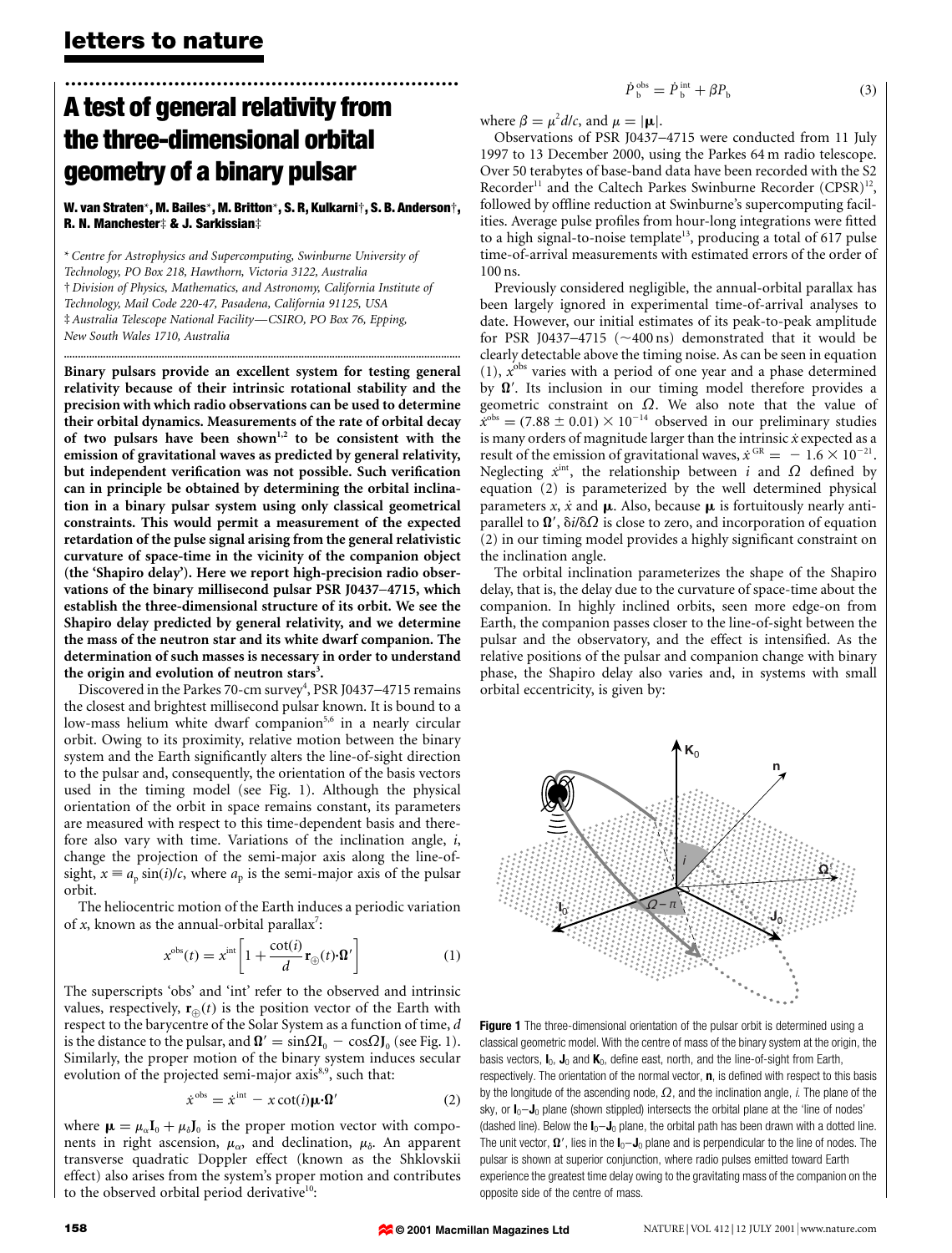# A test of general relativity from the three-dimensional orbital geometry of a binary pulsar

**W. van Straten\*, M. Bailes\*, M. Britton\*, S. R. Kulkarni†, S. B. Anderson†, R. N. Manchester‡ & J. Sarkissian‡**

\* *Centre for Astrophysics and Supercomputing, Swinburne University of Technology, PO Box 218, Hawthorn, Victoria 3122, Australia*
† *Division of Physics, Mathematics, and Astronomy, California Institute of Technology, Mail Code 220-47, Pasadena, California 91125, USA*
‡ *Australia Telescope National Facility—CSIRO, PO Box 76, Epping, New South Wales 1710, Australia*

**Binary pulsars provide an excellent system for testing general relativity because of their intrinsic rotational stability and the precision with which radio observations can be used to determine their orbital dynamics. Measurements of the rate of orbital decay of two pulsars have been shown[1,2] to be consistent with the emission of gravitational waves as predicted by general relativity, but independent verification was not possible. Such verification can in principle be obtained by determining the orbital inclination in a binary pulsar system using only classical geometrical constraints. This would permit a measurement of the expected retardation of the pulse signal arising from the general relativistic curvature of space-time in the vicinity of the companion object (the 'Shapiro delay'). Here we report high-precision radio observations of the binary millisecond pulsar PSR J0437−4715, which establish the three-dimensional structure of its orbit. We see the Shapiro delay predicted by general relativity, and we determine the mass of the neutron star and its white dwarf companion. The determination of such masses is necessary in order to understand the origin and evolution of neutron stars[3].**

Discovered in the Parkes 70-cm survey[4], PSR J0437−4715 remains the closest and brightest millisecond pulsar known. It is bound to a low-mass helium white dwarf companion[5,6] in a nearly circular orbit. Owing to its proximity, relative motion between the binary system and the Earth significantly alters the line-of-sight direction to the pulsar and, consequently, the orientation of the basis vectors used in the timing model (see Fig. 1). Although the physical orientation of the orbit in space remains constant, its parameters are measured with respect to this time-dependent basis and therefore also vary with time. Variations of the inclination angle, $i$, change the projection of the semi-major axis along the line-of-sight, $x \equiv a_p \sin(i)/c$, where $a_p$ is the semi-major axis of the pulsar orbit.

The heliocentric motion of the Earth induces a periodic variation of $x$, known as the annual-orbital parallax[7]:

$$x^{\text{obs}}(t) = x^{\text{int}}\left[1 + \frac{\cot(i)}{d}\mathbf{r}_{\oplus}(t)\cdot\mathbf{\Omega}'\right] \tag{1}$$

The superscripts 'obs' and 'int' refer to the observed and intrinsic values, respectively, $\mathbf{r}_{\oplus}(t)$ is the position vector of the Earth with respect to the barycentre of the Solar System as a function of time, $d$ is the distance to the pulsar, and $\mathbf{\Omega}' = \sin\Omega\mathbf{I}_0 - \cos\Omega\mathbf{J}_0$ (see Fig. 1). Similarly, the proper motion of the binary system induces secular evolution of the projected semi-major axis[8,9], such that:

$$\dot{x}^{\text{obs}} = \dot{x}^{\text{int}} - x\cot(i)\boldsymbol{\mu}\cdot\mathbf{\Omega}' \tag{2}$$

where $\boldsymbol{\mu} = \mu_\alpha\mathbf{I}_0 + \mu_\delta\mathbf{J}_0$ is the proper motion vector with components in right ascension, $\mu_\alpha$, and declination, $\mu_\delta$. An apparent transverse quadratic Doppler effect (known as the Shklovskii effect) also arises from the system's proper motion and contributes to the observed orbital period derivative[10]:

$$\dot{P}_b^{\text{obs}} = \dot{P}_b^{\text{int}} + \beta P_b \tag{3}$$

where $\beta = \mu^2 d/c$, and $\mu = |\boldsymbol{\mu}|$.

Observations of PSR J0437−4715 were conducted from 11 July 1997 to 13 December 2000, using the Parkes 64 m radio telescope. Over 50 terabytes of base-band data have been recorded with the S2 Recorder[11] and the Caltech Parkes Swinburne Recorder (CPSR)[12], followed by offline reduction at Swinburne's supercomputing facilities. Average pulse profiles from hour-long integrations were fitted to a high signal-to-noise template[13], producing a total of 617 pulse time-of-arrival measurements with estimated errors of the order of 100 ns.

Previously considered negligible, the annual-orbital parallax has been largely ignored in experimental time-of-arrival analyses to date. However, our initial estimates of its peak-to-peak amplitude for PSR J0437−4715 (~400 ns) demonstrated that it would be clearly detectable above the timing noise. As can be seen in equation (1), $x^{\text{obs}}$ varies with a period of one year and a phase determined by $\mathbf{\Omega}'$. Its inclusion in our timing model therefore provides a geometric constraint on $\Omega$. We also note that the value of $\dot{x}^{\text{obs}} = (7.88 \pm 0.01) \times 10^{-14}$ observed in our preliminary studies is many orders of magnitude larger than the intrinsic $\dot{x}$ expected as a result of the emission of gravitational waves, $\dot{x}^{\text{GR}} = -1.6 \times 10^{-21}$. Neglecting $\dot{x}^{\text{int}}$, the relationship between $i$ and $\Omega$ defined by equation (2) is parameterized by the well determined physical parameters $x$, $\dot{x}$ and $\boldsymbol{\mu}$. Also, because $\boldsymbol{\mu}$ is fortuitously nearly anti-parallel to $\mathbf{\Omega}'$, $\delta i/\delta\Omega$ is close to zero, and incorporation of equation (2) in our timing model provides a highly significant constraint on the inclination angle.

The orbital inclination parameterizes the shape of the Shapiro delay, that is, the delay due to the curvature of space-time about the companion. In highly inclined orbits, seen more edge-on from Earth, the companion passes closer to the line-of-sight between the pulsar and the observatory, and the effect is intensified. As the relative positions of the pulsar and companion change with binary phase, the Shapiro delay also varies and, in systems with small orbital eccentricity, is given by:

**Figure 1** The three-dimensional orientation of the pulsar orbit is determined using a classical geometric model. With the centre of mass of the binary system at the origin, the basis vectors, $\mathbf{I}_0$, $\mathbf{J}_0$ and $\mathbf{K}_0$, define east, north, and the line-of-sight from Earth, respectively. The orientation of the normal vector, $\mathbf{n}$, is defined with respect to this basis by the longitude of the ascending node, $\Omega$, and the inclination angle, $i$. The plane of the sky, or $\mathbf{I}_0$–$\mathbf{J}_0$ plane (shown stippled) intersects the orbital plane at the 'line of nodes' (dashed line). Below the $\mathbf{I}_0$–$\mathbf{J}_0$ plane, the orbital path has been drawn with a dotted line. The unit vector, $\mathbf{\Omega}'$, lies in the $\mathbf{I}_0$–$\mathbf{J}_0$ plane and is perpendicular to the line of nodes. The pulsar is shown at superior conjunction, where radio pulses emitted toward Earth experience the greatest time delay owing to the gravitating mass of the companion on the opposite side of the centre of mass.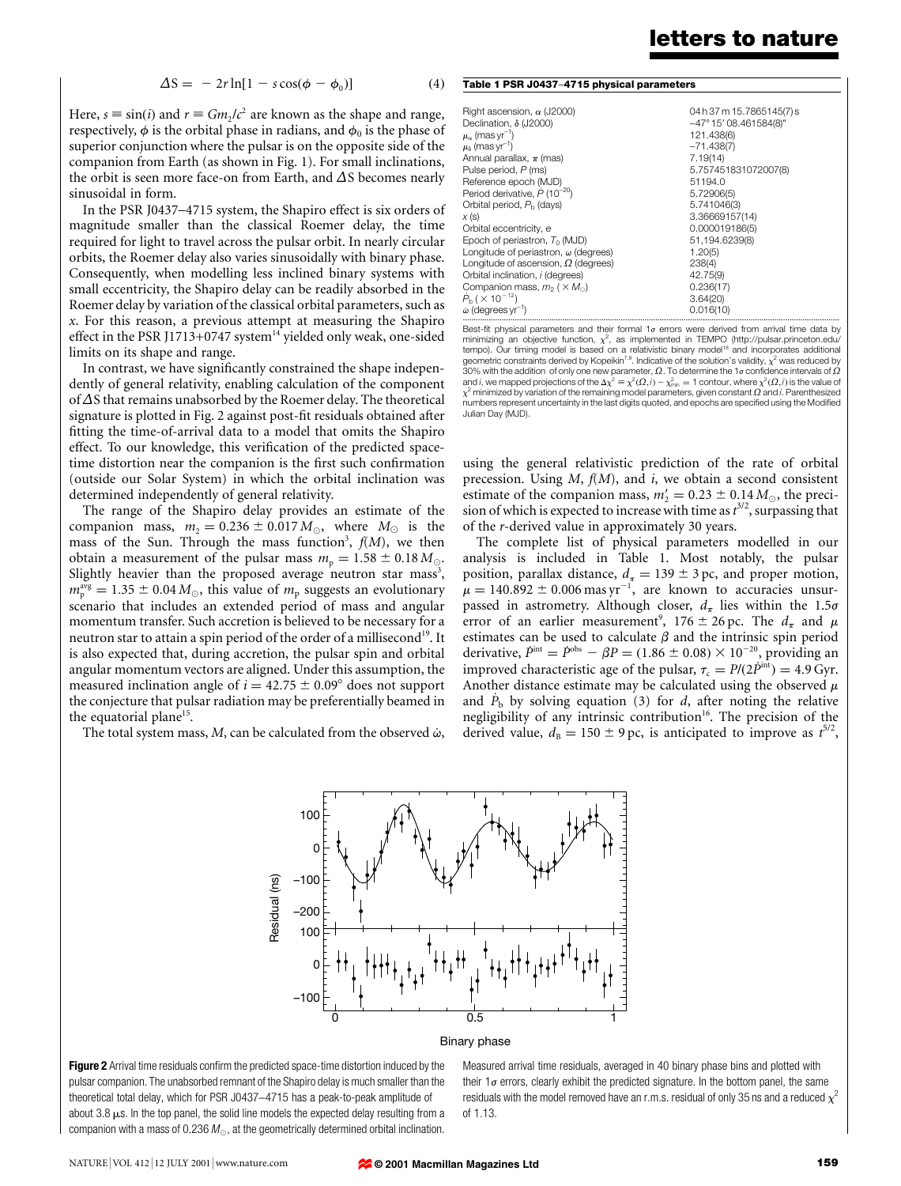$$\Delta S = -2r \ln[1 - s\cos(\phi - \phi_0)] \tag{4}$$

Here, $s \equiv \sin(i)$ and $r \equiv Gm_2/c^2$ are known as the shape and range, respectively, $\phi$ is the orbital phase in radians, and $\phi_0$ is the phase of superior conjunction where the pulsar is on the opposite side of the companion from Earth (as shown in Fig. 1). For small inclinations, the orbit is seen more face-on from Earth, and $\Delta S$ becomes nearly sinusoidal in form.

In the PSR J0437−4715 system, the Shapiro effect is six orders of magnitude smaller than the classical Roemer delay, the time required for light to travel across the pulsar orbit. In nearly circular orbits, the Roemer delay also varies sinusoidally with binary phase. Consequently, when modelling less inclined binary systems with small eccentricity, the Shapiro delay can be readily absorbed in the Roemer delay by variation of the classical orbital parameters, such as $x$. For this reason, a previous attempt at measuring the Shapiro effect in the PSR J1713+0747 system[14] yielded only weak, one-sided limits on its shape and range.

In contrast, we have significantly constrained the shape independently of general relativity, enabling calculation of the component of $\Delta S$ that remains unabsorbed by the Roemer delay. The theoretical signature is plotted in Fig. 2 against post-fit residuals obtained after fitting the time-of-arrival data to a model that omits the Shapiro effect. To our knowledge, this verification of the predicted space-time distortion near the companion is the first such confirmation (outside our Solar System) in which the orbital inclination was determined independently of general relativity.

The range of the Shapiro delay provides an estimate of the companion mass, $m_2 = 0.236 \pm 0.017\, M_\odot$, where $M_\odot$ is the mass of the Sun. Through the mass function[3], $f(M)$, we then obtain a measurement of the pulsar mass $m_p = 1.58 \pm 0.18\, M_\odot$. Slightly heavier than the proposed average neutron star mass[3], $m_p^{avg} = 1.35 \pm 0.04\, M_\odot$, this value of $m_p$ suggests an evolutionary scenario that includes an extended period of mass and angular momentum transfer. Such accretion is believed to be necessary for a neutron star to attain a spin period of the order of a millisecond[19]. It is also expected that, during accretion, the pulsar spin and orbital angular momentum vectors are aligned. Under this assumption, the measured inclination angle of $i = 42.75 \pm 0.09°$ does not support the conjecture that pulsar radiation may be preferentially beamed in the equatorial plane[15].

The total system mass, $M$, can be calculated from the observed $\dot{\omega}$, using the general relativistic prediction of the rate of orbital precession. Using $M$, $f(M)$, and $i$, we obtain a second consistent estimate of the companion mass, $m_2' = 0.23 \pm 0.14\, M_\odot$, the precision of which is expected to increase with time as $t^{3/2}$, surpassing that of the $r$-derived value in approximately 30 years.

The complete list of physical parameters modelled in our analysis is included in Table 1. Most notably, the pulsar position, parallax distance, $d_\pi = 139 \pm 3$ pc, and proper motion, $\mu = 140.892 \pm 0.006$ mas yr$^{-1}$, are known to accuracies unsurpassed in astrometry. Although closer, $d_\pi$ lies within the 1.5$\sigma$ error of an earlier measurement[9], $176 \pm 26$ pc. The $d_\pi$ and $\mu$ estimates can be used to calculate $\beta$ and the intrinsic spin period derivative, $\dot{P}^{int} = \dot{P}^{obs} - \beta P = (1.86 \pm 0.08) \times 10^{-20}$, providing an improved characteristic age of the pulsar, $\tau_c = P/(2\dot{P}^{int}) = 4.9$ Gyr. Another distance estimate may be calculated using the observed $\mu$ and $\dot{P}_b$ by solving equation (3) for $d$, after noting the relative negligibility of any intrinsic contribution[16]. The precision of the derived value, $d_B = 150 \pm 9$ pc, is anticipated to improve as $t^{5/2}$,

**Table 1 PSR J0437−4715 physical parameters**

| Parameter | Value |
|---|---|
| Right ascension, $\alpha$ (J2000) | 04 h 37 m 15.7865145(7) s |
| Declination, $\delta$ (J2000) | −47° 15′ 08.461584(8)″ |
| $\mu_\alpha$ (mas yr$^{-1}$) | 121.438(6) |
| $\mu_\delta$ (mas yr$^{-1}$) | −71.438(7) |
| Annual parallax, $\pi$ (mas) | 7.19(14) |
| Pulse period, $P$ (ms) | 5.757451831072007(8) |
| Reference epoch (MJD) | 51194.0 |
| Period derivative, $\dot{P}$ ($10^{-20}$) | 5.72906(5) |
| Orbital period, $P_b$ (days) | 5.741046(3) |
| $x$ (s) | 3.36669157(14) |
| Orbital eccentricity, $e$ | 0.000019186(5) |
| Epoch of periastron, $T_0$ (MJD) | 51,194.6239(8) |
| Longitude of periastron, $\omega$ (degrees) | 1.20(5) |
| Longitude of ascension, $\Omega$ (degrees) | 238(4) |
| Orbital inclination, $i$ (degrees) | 42.75(9) |
| Companion mass, $m_2$ ($\times M_\odot$) | 0.236(17) |
| $\dot{P}_b$ ($\times 10^{-12}$) | 3.64(20) |
| $\dot{\omega}$ (degrees yr$^{-1}$) | 0.016(10) |

Best-fit physical parameters and their formal 1$\sigma$ errors were derived from arrival time data by minimizing an objective function, $\chi^2$, as implemented in TEMPO (http://pulsar.princeton.edu/tempo). Our timing model is based on a relativistic binary model[18] and incorporates additional geometric constraints derived by Kopeikin[7,8]. Indicative of the solution's validity, $\chi^2$ was reduced by 30% with the addition of only one new parameter, $\Omega$. To determine the 1$\sigma$ confidence intervals of $\Omega$ and $i$, we mapped projections of the $\Delta\chi^2 = \chi^2(\Omega, i) - \chi^2_{min} = 1$ contour, where $\chi^2(\Omega, i)$ is the value of $\chi^2$ minimized by variation of the remaining model parameters, given constant $\Omega$ and $i$. Parenthesized numbers represent uncertainty in the last digits quoted, and epochs are specified using the Modified Julian Day (MJD).

**Figure 2** Arrival time residuals confirm the predicted space-time distortion induced by the pulsar companion. The unabsorbed remnant of the Shapiro delay is much smaller than the theoretical total delay, which for PSR J0437−4715 has a peak-to-peak amplitude of about 3.8 μs. In the top panel, the solid line models the expected delay resulting from a companion with a mass of 0.236 $M_\odot$, at the geometrically determined orbital inclination. Measured arrival time residuals, averaged in 40 binary phase bins and plotted with their 1$\sigma$ errors, clearly exhibit the predicted signature. In the bottom panel, the same residuals with the model removed have an r.m.s. residual of only 35 ns and a reduced $\chi^2$ of 1.13.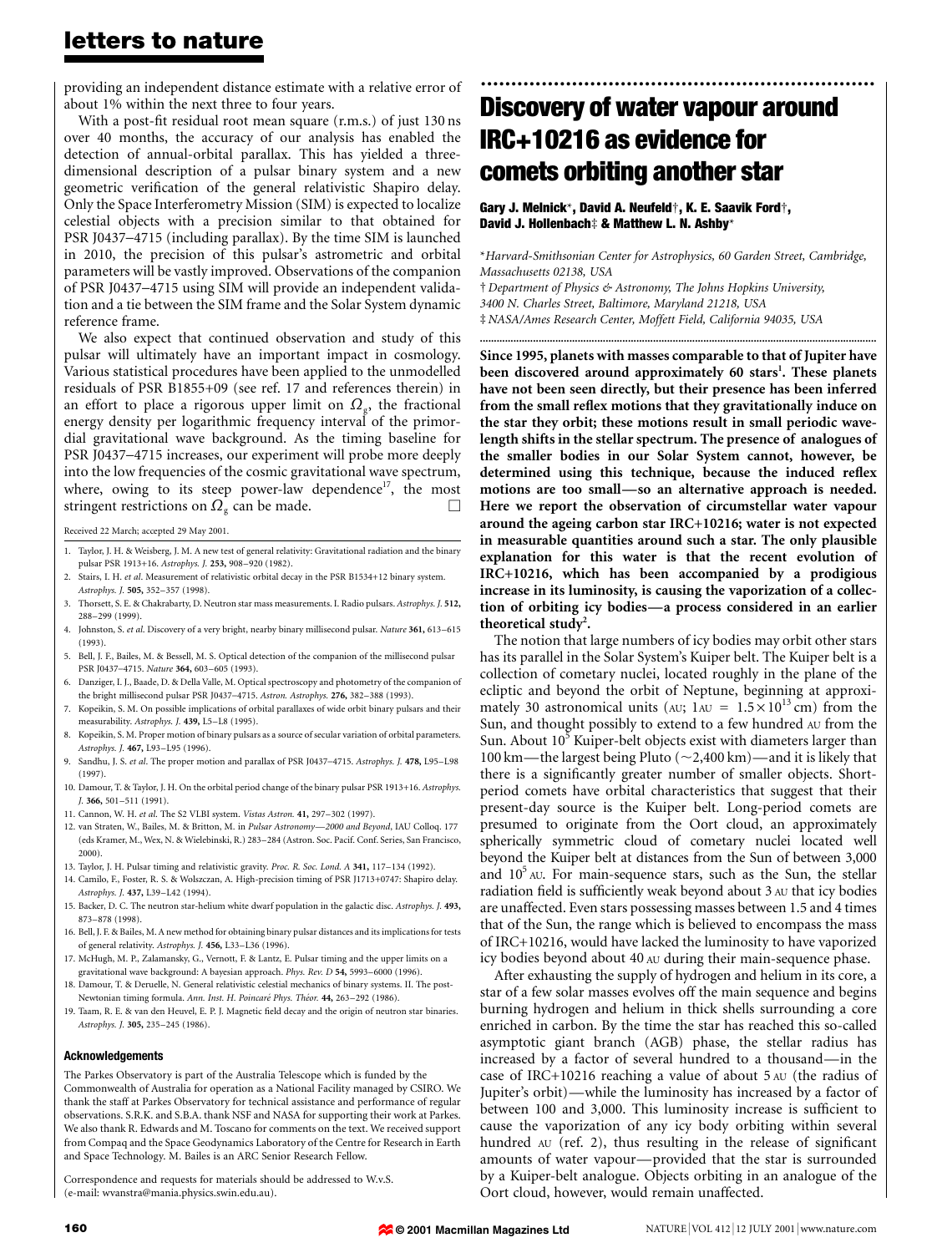providing an independent distance estimate with a relative error of about 1% within the next three to four years.

With a post-fit residual root mean square (r.m.s.) of just 130 ns over 40 months, the accuracy of our analysis has enabled the detection of annual-orbital parallax. This has yielded a three-dimensional description of a pulsar binary system and a new geometric verification of the general relativistic Shapiro delay. Only the Space Interferometry Mission (SIM) is expected to localize celestial objects with a precision similar to that obtained for PSR J0437–4715 (including parallax). By the time SIM is launched in 2010, the precision of this pulsar's astrometric and orbital parameters will be vastly improved. Observations of the companion of PSR J0437–4715 using SIM will provide an independent validation and a tie between the SIM frame and the Solar System dynamic reference frame.

We also expect that continued observation and study of this pulsar will ultimately have an important impact in cosmology. Various statistical procedures have been applied to the unmodelled residuals of PSR B1855+09 (see ref. 17 and references therein) in an effort to place a rigorous upper limit on $\Omega_g$, the fractional energy density per logarithmic frequency interval of the primordial gravitational wave background. As the timing baseline for PSR J0437–4715 increases, our experiment will probe more deeply into the low frequencies of the cosmic gravitational wave spectrum, where, owing to its steep power-law dependence[17], the most stringent restrictions on $\Omega_g$ can be made. □

Received 22 March; accepted 29 May 2001.

1. Taylor, J. H. & Weisberg, J. M. A new test of general relativity: Gravitational radiation and the binary pulsar PSR 1913+16. *Astrophys. J.* **253,** 908–920 (1982).
2. Stairs, I. H. *et al.* Measurement of relativistic orbital decay in the PSR B1534+12 binary system. *Astrophys. J.* **505,** 352–357 (1998).
3. Thorsett, S. E. & Chakrabarty, D. Neutron star mass measurements. I. Radio pulsars. *Astrophys. J.* **512,** 288–299 (1999).
4. Johnston, S. *et al.* Discovery of a very bright, nearby binary millisecond pulsar. *Nature* **361,** 613–615 (1993).
5. Bell, J. F., Bailes, M. & Bessell, M. S. Optical detection of the companion of the millisecond pulsar PSR J0437–4715. *Nature* **364,** 603–605 (1993).
6. Danziger, I. J., Baade, D. & Della Valle, M. Optical spectroscopy and photometry of the companion of the bright millisecond pulsar PSR J0437–4715. *Astron. Astrophys.* **276,** 382–388 (1993).
7. Kopeikin, S. M. On possible implications of orbital parallaxes of wide orbit binary pulsars and their measurability. *Astrophys. J.* **439,** L5–L8 (1995).
8. Kopeikin, S. M. Proper motion of binary pulsars as a source of secular variation of orbital parameters. *Astrophys. J.* **467,** L93–L95 (1996).
9. Sandhu, J. S. *et al.* The proper motion and parallax of PSR J0437–4715. *Astrophys. J.* **478,** L95–L98 (1997).
10. Damour, T. & Taylor, J. H. On the orbital period change of the binary pulsar PSR 1913+16. *Astrophys. J.* **366,** 501–511 (1991).
11. Cannon, W. H. *et al.* The S2 VLBI system. *Vistas Astron.* **41,** 297–302 (1997).
12. van Straten, W., Bailes, M. & Britton, M. in *Pulsar Astronomy—2000 and Beyond*, IAU Colloq. 177 (eds Kramer, M., Wex, N. & Wielebinski, R.) 283–284 (Astron. Soc. Pacif. Conf. Series, San Francisco, 2000).
13. Taylor, J. H. Pulsar timing and relativistic gravity. *Proc. R. Soc. Lond. A* **341,** 117–134 (1992).
14. Camilo, F., Foster, R. S. & Wolszczan, A. High-precision timing of PSR J1713+0747: Shapiro delay. *Astrophys. J.* **437,** L39–L42 (1994).
15. Backer, D. C. The neutron star-helium white dwarf population in the galactic disc. *Astrophys. J.* **493,** 873–878 (1998).
16. Bell, J. F. & Bailes, M. A new method for obtaining binary pulsar distances and its implications for tests of general relativity. *Astrophys. J.* **456,** L33–L36 (1996).
17. McHugh, M. P., Zalamansky, G., Vernott, F. & Lantz, E. Pulsar timing and the upper limits on a gravitational wave background: A bayesian approach. *Phys. Rev. D* **54,** 5993–6000 (1996).
18. Damour, T. & Deruelle, N. General relativistic celestial mechanics of binary systems. II. The post-Newtonian timing formula. *Ann. Inst. H. Poincaré Phys. Théor.* **44,** 263–292 (1986).
19. Taam, R. E. & van den Heuvel, E. P. J. Magnetic field decay and the origin of neutron star binaries. *Astrophys. J.* **305,** 235–245 (1986).

### Acknowledgements

The Parkes Observatory is part of the Australia Telescope which is funded by the Commonwealth of Australia for operation as a National Facility managed by CSIRO. We thank the staff at Parkes Observatory for technical assistance and performance of regular observations. S.R.K. and S.B.A. thank NSF and NASA for supporting their work at Parkes. We also thank R. Edwards and M. Toscano for comments on the text. We received support from Compaq and the Space Geodynamics Laboratory of the Centre for Research in Earth and Space Technology. M. Bailes is an ARC Senior Research Fellow.

Correspondence and requests for materials should be addressed to W.v.S. (e-mail: wvanstra@mania.physics.swin.edu.au).

# Discovery of water vapour around IRC+10216 as evidence for comets orbiting another star

**Gary J. Melnick*, David A. Neufeld†, K. E. Saavik Ford†, David J. Hollenbach‡ & Matthew L. N. Ashby***

*Harvard-Smithsonian Center for Astrophysics, 60 Garden Street, Cambridge, Massachusetts 02138, USA*
*† Department of Physics & Astronomy, The Johns Hopkins University, 3400 N. Charles Street, Baltimore, Maryland 21218, USA*
*‡ NASA/Ames Research Center, Moffett Field, California 94035, USA*

**Since 1995, planets with masses comparable to that of Jupiter have been discovered around approximately 60 stars[1]. These planets have not been seen directly, but their presence has been inferred from the small reflex motions that they gravitationally induce on the star they orbit; these motions result in small periodic wavelength shifts in the stellar spectrum. The presence of analogues of the smaller bodies in our Solar System cannot, however, be determined using this technique, because the induced reflex motions are too small—so an alternative approach is needed. Here we report the observation of circumstellar water vapour around the ageing carbon star IRC+10216; water is not expected in measurable quantities around such a star. The only plausible explanation for this water is that the recent evolution of IRC+10216, which has been accompanied by a prodigious increase in its luminosity, is causing the vaporization of a collection of orbiting icy bodies—a process considered in an earlier theoretical study[2].**

The notion that large numbers of icy bodies may orbit other stars has its parallel in the Solar System's Kuiper belt. The Kuiper belt is a collection of cometary nuclei, located roughly in the plane of the ecliptic and beyond the orbit of Neptune, beginning at approximately 30 astronomical units (AU; 1AU = $1.5 \times 10^{13}$ cm) from the Sun, and thought possibly to extend to a few hundred AU from the Sun. About $10^5$ Kuiper-belt objects exist with diameters larger than 100 km—the largest being Pluto (~2,400 km)—and it is likely that there is a significantly greater number of smaller objects. Short-period comets have orbital characteristics that suggest that their present-day source is the Kuiper belt. Long-period comets are presumed to originate from the Oort cloud, an approximately spherically symmetric cloud of cometary nuclei located well beyond the Kuiper belt at distances from the Sun of between 3,000 and $10^5$ AU. For main-sequence stars, such as the Sun, the stellar radiation field is sufficiently weak beyond about 3 AU that icy bodies are unaffected. Even stars possessing masses between 1.5 and 4 times that of the Sun, the range which is believed to encompass the mass of IRC+10216, would have lacked the luminosity to have vaporized icy bodies beyond about 40 AU during their main-sequence phase.

After exhausting the supply of hydrogen and helium in its core, a star of a few solar masses evolves off the main sequence and begins burning hydrogen and helium in thick shells surrounding a core enriched in carbon. By the time the star has reached this so-called asymptotic giant branch (AGB) phase, the stellar radius has increased by a factor of several hundred to a thousand—in the case of IRC+10216 reaching a value of about 5 AU (the radius of Jupiter's orbit)—while the luminosity has increased by a factor of between 100 and 3,000. This luminosity increase is sufficient to cause the vaporization of any icy body orbiting within several hundred AU (ref. 2), thus resulting in the release of significant amounts of water vapour—provided that the star is surrounded by a Kuiper-belt analogue. Objects orbiting in an analogue of the Oort cloud, however, would remain unaffected.